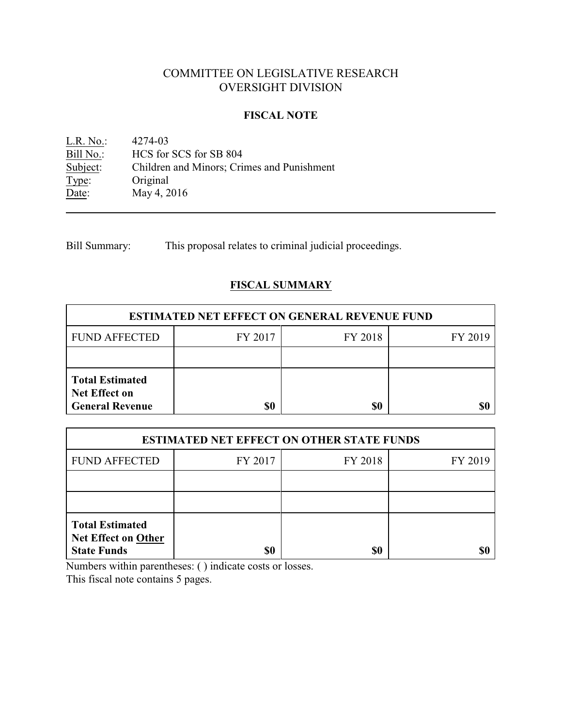# COMMITTEE ON LEGISLATIVE RESEARCH
# OVERSIGHT DIVISION

## FISCAL NOTE

L.R. No.: 4274-03
Bill No.: HCS for SCS for SB 804
Subject: Children and Minors; Crimes and Punishment
Type: Original
Date: May 4, 2016

---

Bill Summary: This proposal relates to criminal judicial proceedings.

## FISCAL SUMMARY

| ESTIMATED NET EFFECT ON GENERAL REVENUE FUND | | | |
|---|---|---|---|
| FUND AFFECTED | FY 2017 | FY 2018 | FY 2019 |
| | | | |
| **Total Estimated Net Effect on General Revenue** | **$0** | **$0** | **$0** |

| ESTIMATED NET EFFECT ON OTHER STATE FUNDS | | | |
|---|---|---|---|
| FUND AFFECTED | FY 2017 | FY 2018 | FY 2019 |
| | | | |
| | | | |
| **Total Estimated Net Effect on Other State Funds** | **$0** | **$0** | **$0** |

Numbers within parentheses: ( ) indicate costs or losses.
This fiscal note contains 5 pages.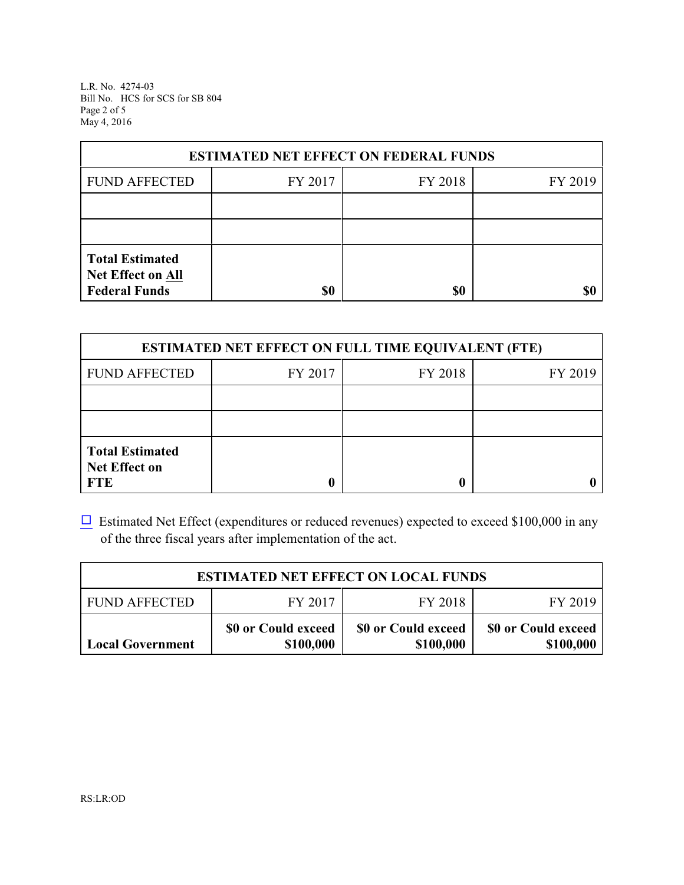| ESTIMATED NET EFFECT ON FEDERAL FUNDS | | | |
|---|---|---|---|
| FUND AFFECTED | FY 2017 | FY 2018 | FY 2019 |
| | | | |
| | | | |
| **Total Estimated Net Effect on All Federal Funds** | **$0** | **$0** | **$0** |

| ESTIMATED NET EFFECT ON FULL TIME EQUIVALENT (FTE) | | | |
|---|---|---|---|
| FUND AFFECTED | FY 2017 | FY 2018 | FY 2019 |
| | | | |
| | | | |
| **Total Estimated Net Effect on FTE** | **0** | **0** | **0** |

☐ Estimated Net Effect (expenditures or reduced revenues) expected to exceed $100,000 in any of the three fiscal years after implementation of the act.

| ESTIMATED NET EFFECT ON LOCAL FUNDS | | | |
|---|---|---|---|
| FUND AFFECTED | FY 2017 | FY 2018 | FY 2019 |
| **Local Government** | **$0 or Could exceed $100,000** | **$0 or Could exceed $100,000** | **$0 or Could exceed $100,000** |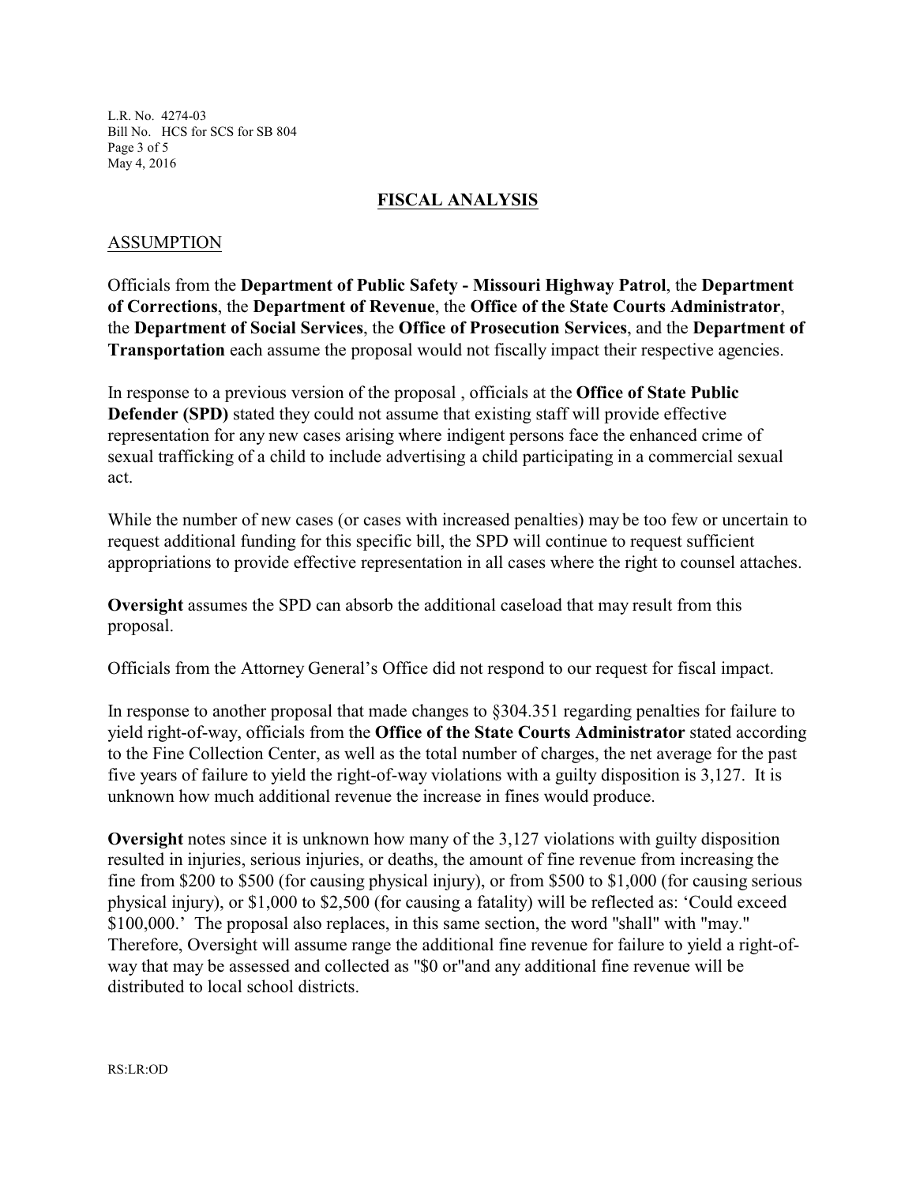## FISCAL ANALYSIS

### ASSUMPTION

Officials from the **Department of Public Safety - Missouri Highway Patrol**, the **Department of Corrections**, the **Department of Revenue**, the **Office of the State Courts Administrator**, the **Department of Social Services**, the **Office of Prosecution Services**, and the **Department of Transportation** each assume the proposal would not fiscally impact their respective agencies.

In response to a previous version of the proposal , officials at the **Office of State Public Defender (SPD)** stated they could not assume that existing staff will provide effective representation for any new cases arising where indigent persons face the enhanced crime of sexual trafficking of a child to include advertising a child participating in a commercial sexual act.

While the number of new cases (or cases with increased penalties) may be too few or uncertain to request additional funding for this specific bill, the SPD will continue to request sufficient appropriations to provide effective representation in all cases where the right to counsel attaches.

**Oversight** assumes the SPD can absorb the additional caseload that may result from this proposal.

Officials from the Attorney General's Office did not respond to our request for fiscal impact.

In response to another proposal that made changes to §304.351 regarding penalties for failure to yield right-of-way, officials from the **Office of the State Courts Administrator** stated according to the Fine Collection Center, as well as the total number of charges, the net average for the past five years of failure to yield the right-of-way violations with a guilty disposition is 3,127. It is unknown how much additional revenue the increase in fines would produce.

**Oversight** notes since it is unknown how many of the 3,127 violations with guilty disposition resulted in injuries, serious injuries, or deaths, the amount of fine revenue from increasing the fine from $200 to $500 (for causing physical injury), or from $500 to $1,000 (for causing serious physical injury), or $1,000 to $2,500 (for causing a fatality) will be reflected as: 'Could exceed $100,000.' The proposal also replaces, in this same section, the word "shall" with "may." Therefore, Oversight will assume range the additional fine revenue for failure to yield a right-of-way that may be assessed and collected as "$0 or"and any additional fine revenue will be distributed to local school districts.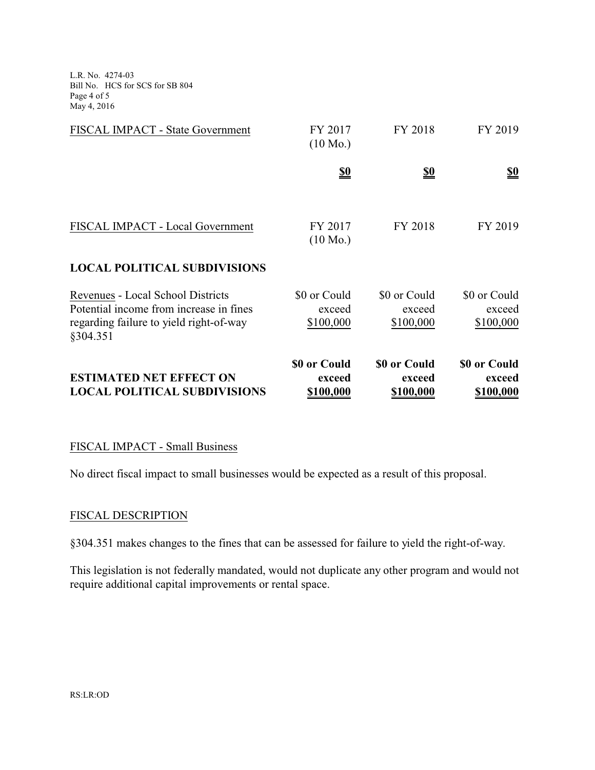| FISCAL IMPACT - State Government | FY 2017 (10 Mo.) | FY 2018 | FY 2019 |
|---|---|---|---|
| | **$0** | **$0** | **$0** |

| FISCAL IMPACT - Local Government | FY 2017 (10 Mo.) | FY 2018 | FY 2019 |
|---|---|---|---|
| **LOCAL POLITICAL SUBDIVISIONS** | | | |
| Revenues - Local School Districts Potential income from increase in fines regarding failure to yield right-of-way §304.351 | $0 or Could exceed $100,000 | $0 or Could exceed $100,000 | $0 or Could exceed $100,000 |
| **ESTIMATED NET EFFECT ON LOCAL POLITICAL SUBDIVISIONS** | **$0 or Could exceed $100,000** | **$0 or Could exceed $100,000** | **$0 or Could exceed $100,000** |

FISCAL IMPACT - Small Business

No direct fiscal impact to small businesses would be expected as a result of this proposal.

FISCAL DESCRIPTION

§304.351 makes changes to the fines that can be assessed for failure to yield the right-of-way.

This legislation is not federally mandated, would not duplicate any other program and would not require additional capital improvements or rental space.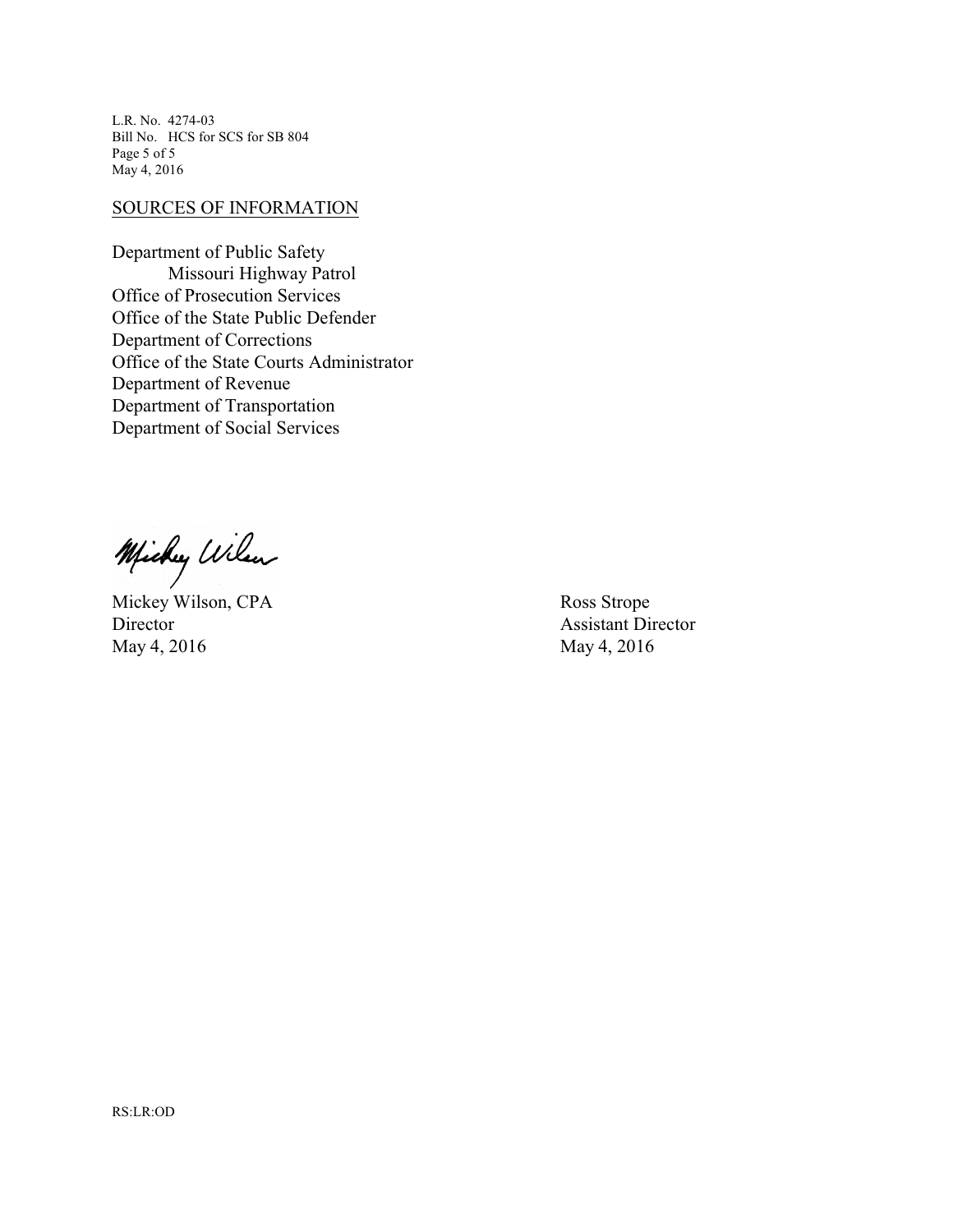## SOURCES OF INFORMATION

Department of Public Safety
    Missouri Highway Patrol
Office of Prosecution Services
Office of the State Public Defender
Department of Corrections
Office of the State Courts Administrator
Department of Revenue
Department of Transportation
Department of Social Services

Mickey Wilson, CPA
Director
May 4, 2016

Ross Strope
Assistant Director
May 4, 2016

RS:LR:OD